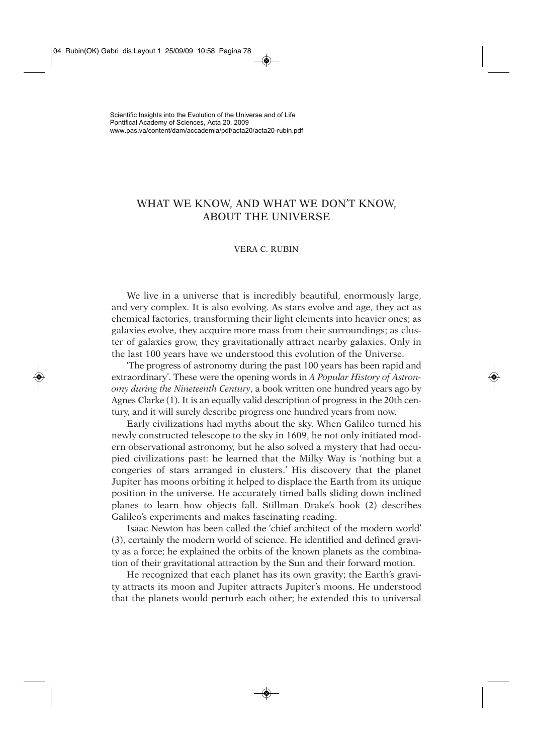Scientific Insights into the Evolution of the Universe and of Life
Pontifical Academy of Sciences, Acta 20, 2009
www.pas.va/content/dam/accademia/pdf/acta20/acta20-rubin.pdf

# WHAT WE KNOW, AND WHAT WE DON'T KNOW, ABOUT THE UNIVERSE

VERA C. RUBIN

We live in a universe that is incredibly beautiful, enormously large, and very complex. It is also evolving. As stars evolve and age, they act as chemical factories, transforming their light elements into heavier ones; as galaxies evolve, they acquire more mass from their surroundings; as cluster of galaxies grow, they gravitationally attract nearby galaxies. Only in the last 100 years have we understood this evolution of the Universe.

'The progress of astronomy during the past 100 years has been rapid and extraordinary'. These were the opening words in *A Popular History of Astronomy during the Nineteenth Century*, a book written one hundred years ago by Agnes Clarke (1). It is an equally valid description of progress in the 20th century, and it will surely describe progress one hundred years from now.

Early civilizations had myths about the sky. When Galileo turned his newly constructed telescope to the sky in 1609, he not only initiated modern observational astronomy, but he also solved a mystery that had occupied civilizations past: he learned that the Milky Way is 'nothing but a congeries of stars arranged in clusters.' His discovery that the planet Jupiter has moons orbiting it helped to displace the Earth from its unique position in the universe. He accurately timed balls sliding down inclined planes to learn how objects fall. Stillman Drake's book (2) describes Galileo's experiments and makes fascinating reading.

Isaac Newton has been called the 'chief architect of the modern world' (3), certainly the modern world of science. He identified and defined gravity as a force; he explained the orbits of the known planets as the combination of their gravitational attraction by the Sun and their forward motion.

He recognized that each planet has its own gravity; the Earth's gravity attracts its moon and Jupiter attracts Jupiter's moons. He understood that the planets would perturb each other; he extended this to universal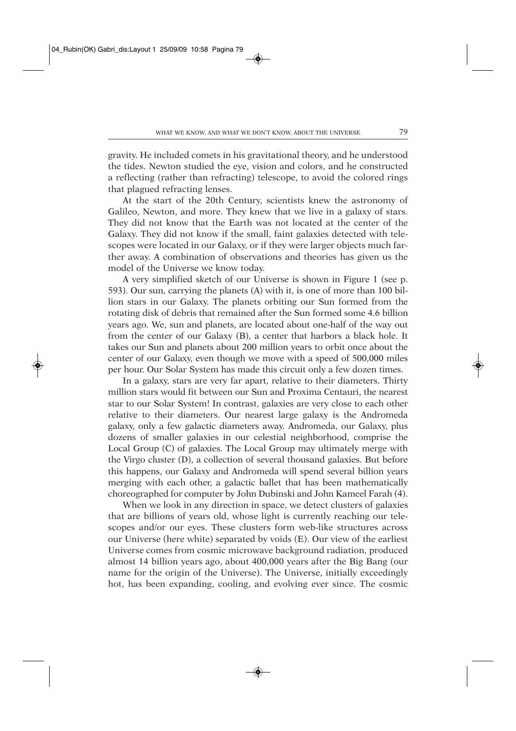gravity. He included comets in his gravitational theory, and he understood the tides. Newton studied the eye, vision and colors, and he constructed a reflecting (rather than refracting) telescope, to avoid the colored rings that plagued refracting lenses.

At the start of the 20th Century, scientists knew the astronomy of Galileo, Newton, and more. They knew that we live in a galaxy of stars. They did not know that the Earth was not located at the center of the Galaxy. They did not know if the small, faint galaxies detected with telescopes were located in our Galaxy, or if they were larger objects much farther away. A combination of observations and theories has given us the model of the Universe we know today.

A very simplified sketch of our Universe is shown in Figure 1 (see p. 593). Our sun, carrying the planets (A) with it, is one of more than 100 billion stars in our Galaxy. The planets orbiting our Sun formed from the rotating disk of debris that remained after the Sun formed some 4.6 billion years ago. We, sun and planets, are located about one-half of the way out from the center of our Galaxy (B), a center that harbors a black hole. It takes our Sun and planets about 200 million years to orbit once about the center of our Galaxy, even though we move with a speed of 500,000 miles per hour. Our Solar System has made this circuit only a few dozen times.

In a galaxy, stars are very far apart, relative to their diameters. Thirty million stars would fit between our Sun and Proxima Centauri, the nearest star to our Solar System! In contrast, galaxies are very close to each other relative to their diameters. Our nearest large galaxy is the Andromeda galaxy, only a few galactic diameters away. Andromeda, our Galaxy, plus dozens of smaller galaxies in our celestial neighborhood, comprise the Local Group (C) of galaxies. The Local Group may ultimately merge with the Virgo cluster (D), a collection of several thousand galaxies. But before this happens, our Galaxy and Andromeda will spend several billion years merging with each other, a galactic ballet that has been mathematically choreographed for computer by John Dubinski and John Kameel Farah (4).

When we look in any direction in space, we detect clusters of galaxies that are billions of years old, whose light is currently reaching our telescopes and/or our eyes. These clusters form web-like structures across our Universe (here white) separated by voids (E). Our view of the earliest Universe comes from cosmic microwave background radiation, produced almost 14 billion years ago, about 400,000 years after the Big Bang (our name for the origin of the Universe). The Universe, initially exceedingly hot, has been expanding, cooling, and evolving ever since. The cosmic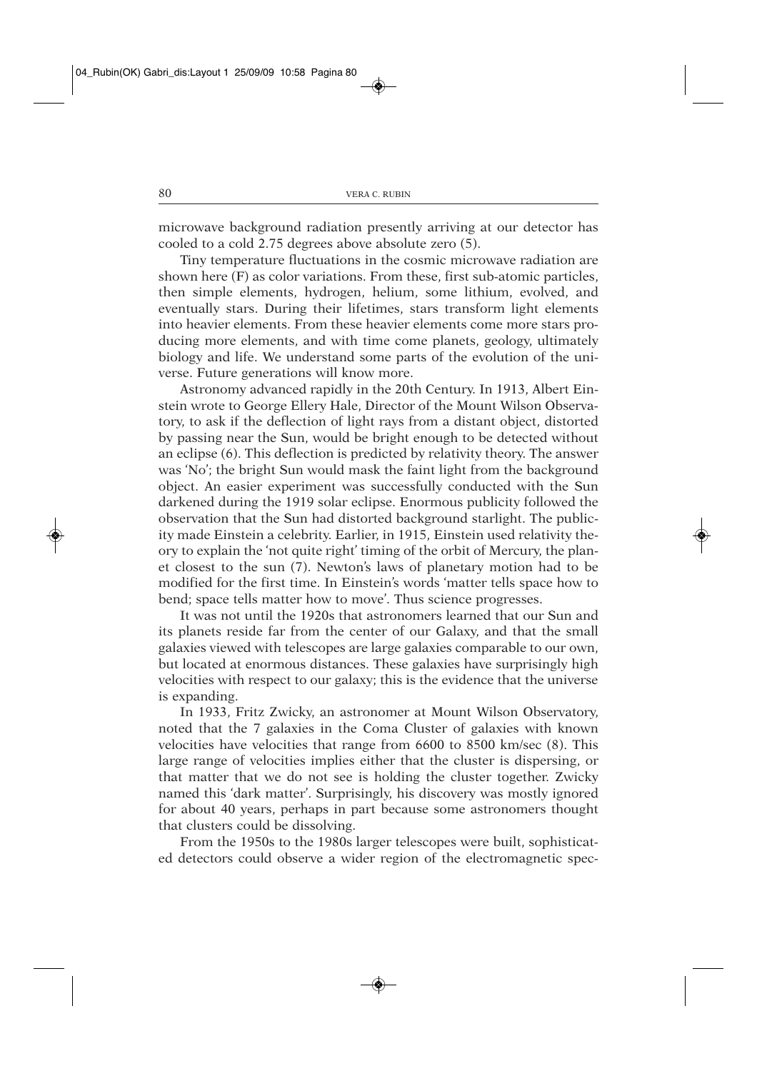microwave background radiation presently arriving at our detector has cooled to a cold 2.75 degrees above absolute zero (5).

Tiny temperature fluctuations in the cosmic microwave radiation are shown here (F) as color variations. From these, first sub-atomic particles, then simple elements, hydrogen, helium, some lithium, evolved, and eventually stars. During their lifetimes, stars transform light elements into heavier elements. From these heavier elements come more stars producing more elements, and with time come planets, geology, ultimately biology and life. We understand some parts of the evolution of the universe. Future generations will know more.

Astronomy advanced rapidly in the 20th Century. In 1913, Albert Einstein wrote to George Ellery Hale, Director of the Mount Wilson Observatory, to ask if the deflection of light rays from a distant object, distorted by passing near the Sun, would be bright enough to be detected without an eclipse (6). This deflection is predicted by relativity theory. The answer was 'No'; the bright Sun would mask the faint light from the background object. An easier experiment was successfully conducted with the Sun darkened during the 1919 solar eclipse. Enormous publicity followed the observation that the Sun had distorted background starlight. The publicity made Einstein a celebrity. Earlier, in 1915, Einstein used relativity theory to explain the 'not quite right' timing of the orbit of Mercury, the planet closest to the sun (7). Newton's laws of planetary motion had to be modified for the first time. In Einstein's words 'matter tells space how to bend; space tells matter how to move'. Thus science progresses.

It was not until the 1920s that astronomers learned that our Sun and its planets reside far from the center of our Galaxy, and that the small galaxies viewed with telescopes are large galaxies comparable to our own, but located at enormous distances. These galaxies have surprisingly high velocities with respect to our galaxy; this is the evidence that the universe is expanding.

In 1933, Fritz Zwicky, an astronomer at Mount Wilson Observatory, noted that the 7 galaxies in the Coma Cluster of galaxies with known velocities have velocities that range from 6600 to 8500 km/sec (8). This large range of velocities implies either that the cluster is dispersing, or that matter that we do not see is holding the cluster together. Zwicky named this 'dark matter'. Surprisingly, his discovery was mostly ignored for about 40 years, perhaps in part because some astronomers thought that clusters could be dissolving.

From the 1950s to the 1980s larger telescopes were built, sophisticated detectors could observe a wider region of the electromagnetic spec-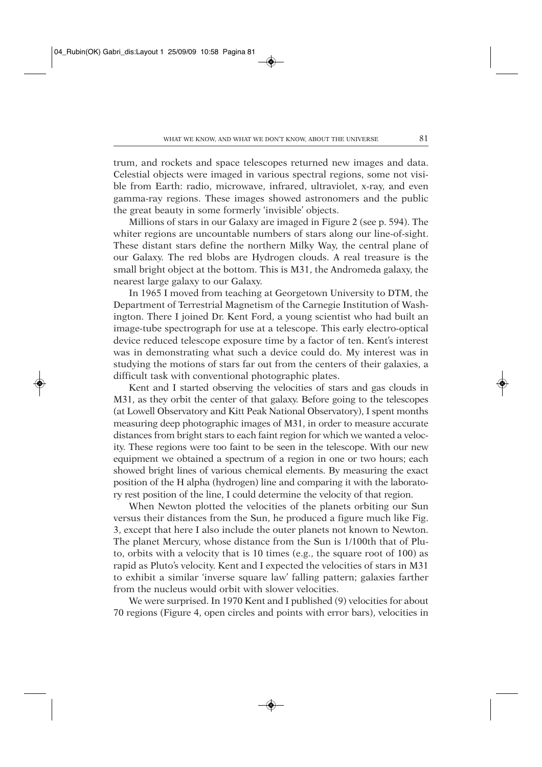trum, and rockets and space telescopes returned new images and data. Celestial objects were imaged in various spectral regions, some not visible from Earth: radio, microwave, infrared, ultraviolet, x-ray, and even gamma-ray regions. These images showed astronomers and the public the great beauty in some formerly 'invisible' objects.

Millions of stars in our Galaxy are imaged in Figure 2 (see p. 594). The whiter regions are uncountable numbers of stars along our line-of-sight. These distant stars define the northern Milky Way, the central plane of our Galaxy. The red blobs are Hydrogen clouds. A real treasure is the small bright object at the bottom. This is M31, the Andromeda galaxy, the nearest large galaxy to our Galaxy.

In 1965 I moved from teaching at Georgetown University to DTM, the Department of Terrestrial Magnetism of the Carnegie Institution of Washington. There I joined Dr. Kent Ford, a young scientist who had built an image-tube spectrograph for use at a telescope. This early electro-optical device reduced telescope exposure time by a factor of ten. Kent's interest was in demonstrating what such a device could do. My interest was in studying the motions of stars far out from the centers of their galaxies, a difficult task with conventional photographic plates.

Kent and I started observing the velocities of stars and gas clouds in M31, as they orbit the center of that galaxy. Before going to the telescopes (at Lowell Observatory and Kitt Peak National Observatory), I spent months measuring deep photographic images of M31, in order to measure accurate distances from bright stars to each faint region for which we wanted a velocity. These regions were too faint to be seen in the telescope. With our new equipment we obtained a spectrum of a region in one or two hours; each showed bright lines of various chemical elements. By measuring the exact position of the H alpha (hydrogen) line and comparing it with the laboratory rest position of the line, I could determine the velocity of that region.

When Newton plotted the velocities of the planets orbiting our Sun versus their distances from the Sun, he produced a figure much like Fig. 3, except that here I also include the outer planets not known to Newton. The planet Mercury, whose distance from the Sun is 1/100th that of Pluto, orbits with a velocity that is 10 times (e.g., the square root of 100) as rapid as Pluto's velocity. Kent and I expected the velocities of stars in M31 to exhibit a similar 'inverse square law' falling pattern; galaxies farther from the nucleus would orbit with slower velocities.

We were surprised. In 1970 Kent and I published (9) velocities for about 70 regions (Figure 4, open circles and points with error bars), velocities in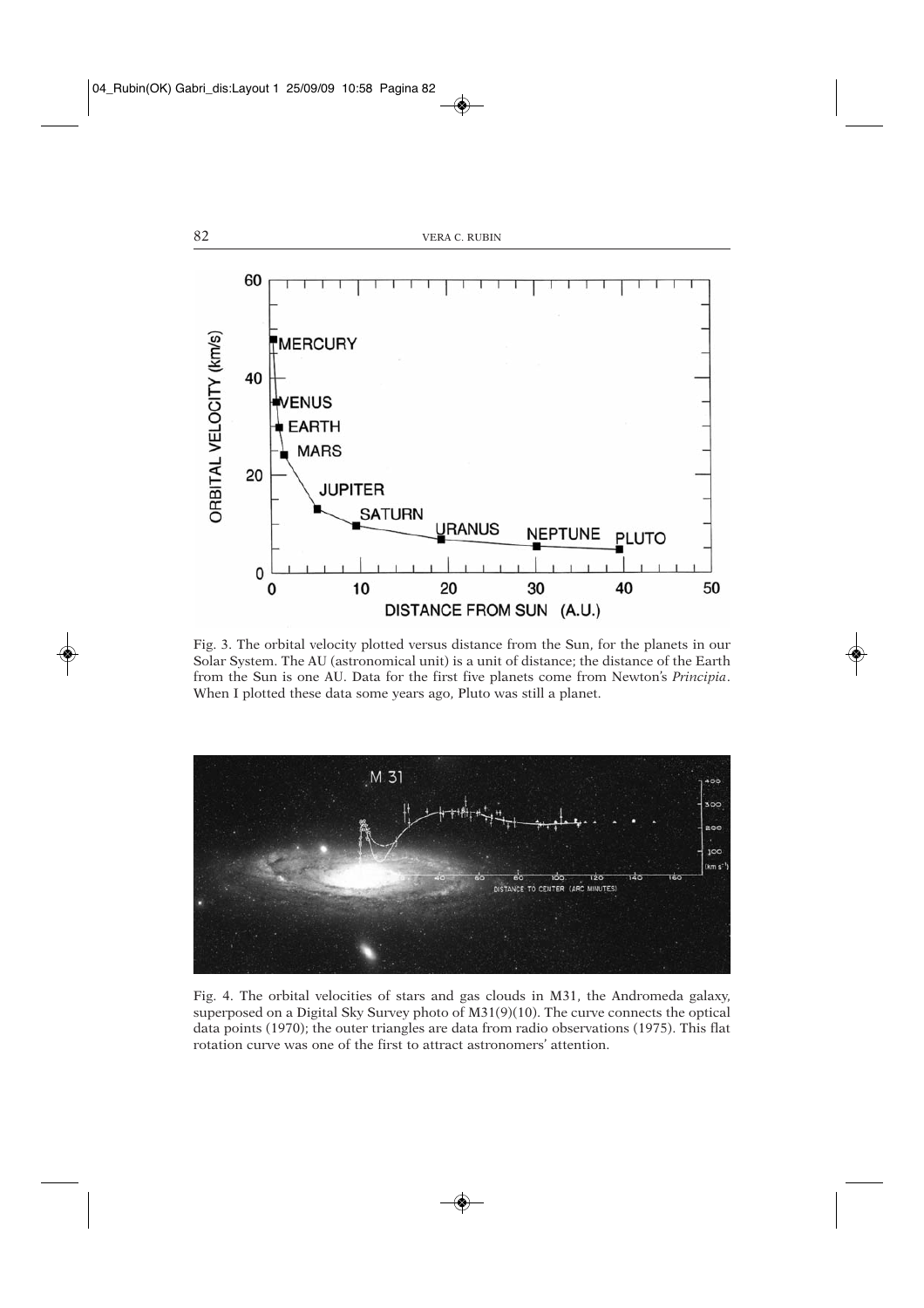Fig. 3. The orbital velocity plotted versus distance from the Sun, for the planets in our Solar System. The AU (astronomical unit) is a unit of distance; the distance of the Earth from the Sun is one AU. Data for the first five planets come from Newton's *Principia*. When I plotted these data some years ago, Pluto was still a planet.

Fig. 4. The orbital velocities of stars and gas clouds in M31, the Andromeda galaxy, superposed on a Digital Sky Survey photo of M31(9)(10). The curve connects the optical data points (1970); the outer triangles are data from radio observations (1975). This flat rotation curve was one of the first to attract astronomers' attention.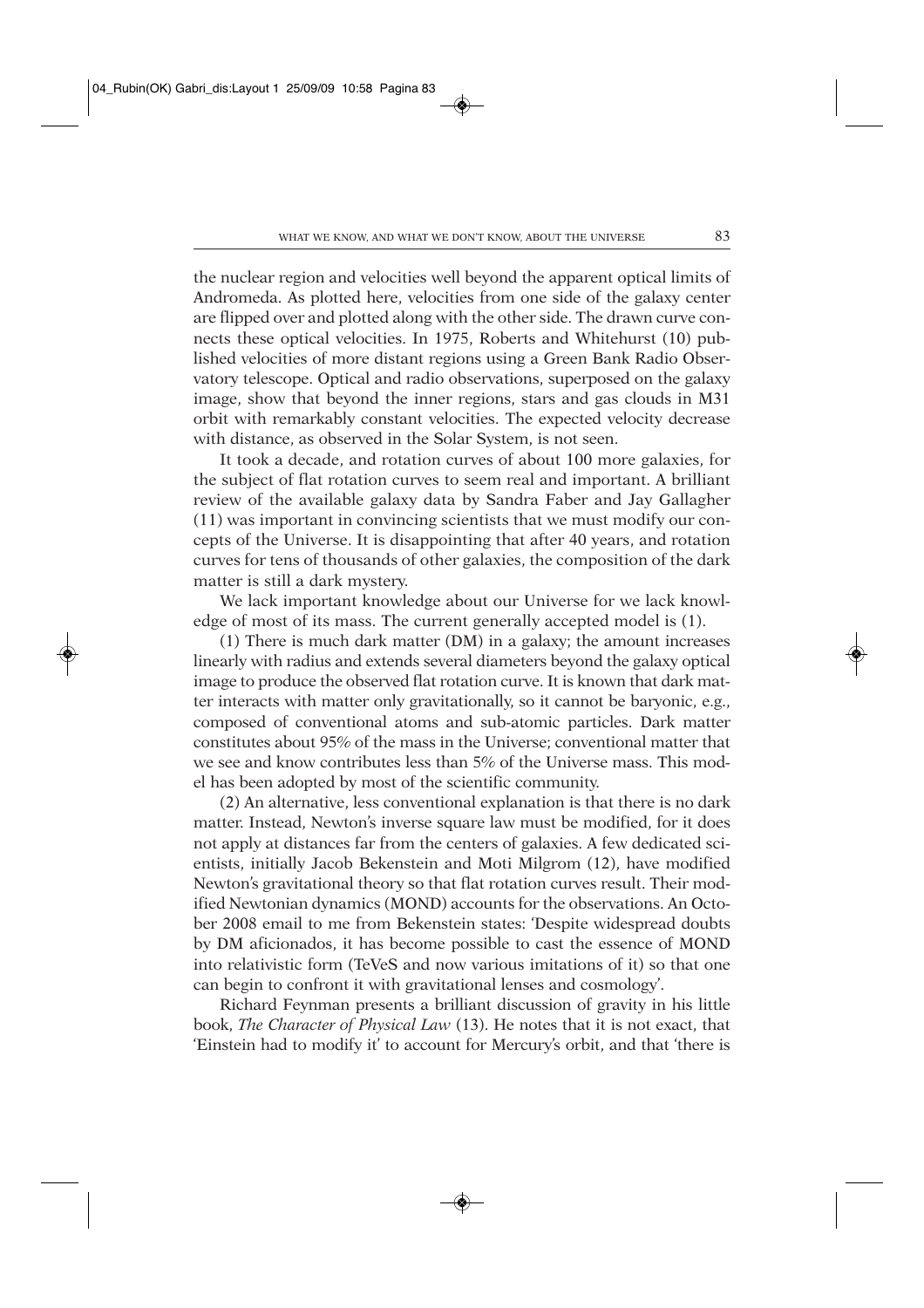the nuclear region and velocities well beyond the apparent optical limits of Andromeda. As plotted here, velocities from one side of the galaxy center are flipped over and plotted along with the other side. The drawn curve connects these optical velocities. In 1975, Roberts and Whitehurst (10) published velocities of more distant regions using a Green Bank Radio Observatory telescope. Optical and radio observations, superposed on the galaxy image, show that beyond the inner regions, stars and gas clouds in M31 orbit with remarkably constant velocities. The expected velocity decrease with distance, as observed in the Solar System, is not seen.

It took a decade, and rotation curves of about 100 more galaxies, for the subject of flat rotation curves to seem real and important. A brilliant review of the available galaxy data by Sandra Faber and Jay Gallagher (11) was important in convincing scientists that we must modify our concepts of the Universe. It is disappointing that after 40 years, and rotation curves for tens of thousands of other galaxies, the composition of the dark matter is still a dark mystery.

We lack important knowledge about our Universe for we lack knowledge of most of its mass. The current generally accepted model is (1).

(1) There is much dark matter (DM) in a galaxy; the amount increases linearly with radius and extends several diameters beyond the galaxy optical image to produce the observed flat rotation curve. It is known that dark matter interacts with matter only gravitationally, so it cannot be baryonic, e.g., composed of conventional atoms and sub-atomic particles. Dark matter constitutes about 95% of the mass in the Universe; conventional matter that we see and know contributes less than 5% of the Universe mass. This model has been adopted by most of the scientific community.

(2) An alternative, less conventional explanation is that there is no dark matter. Instead, Newton's inverse square law must be modified, for it does not apply at distances far from the centers of galaxies. A few dedicated scientists, initially Jacob Bekenstein and Moti Milgrom (12), have modified Newton's gravitational theory so that flat rotation curves result. Their modified Newtonian dynamics (MOND) accounts for the observations. An October 2008 email to me from Bekenstein states: 'Despite widespread doubts by DM aficionados, it has become possible to cast the essence of MOND into relativistic form (TeVeS and now various imitations of it) so that one can begin to confront it with gravitational lenses and cosmology'.

Richard Feynman presents a brilliant discussion of gravity in his little book, *The Character of Physical Law* (13). He notes that it is not exact, that 'Einstein had to modify it' to account for Mercury's orbit, and that 'there is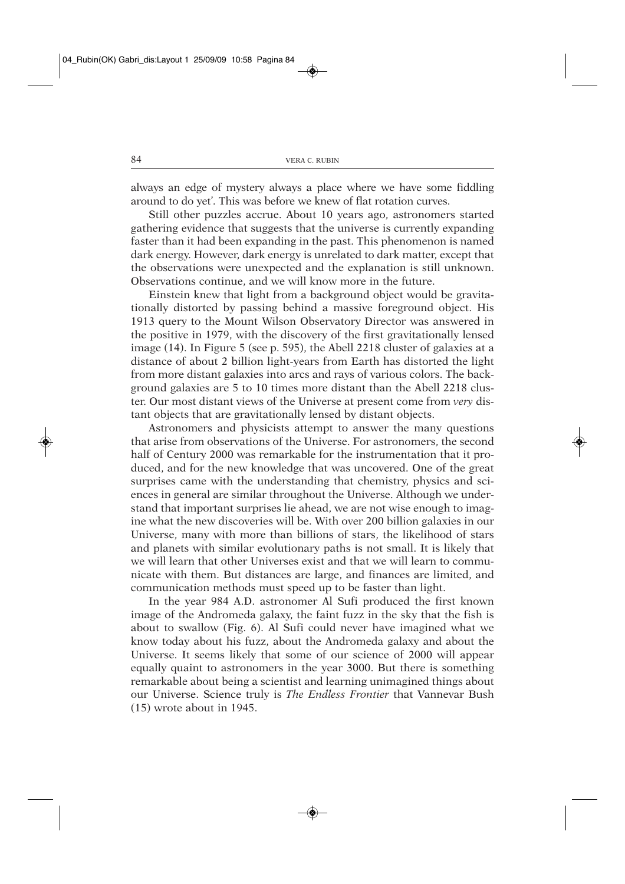always an edge of mystery always a place where we have some fiddling around to do yet'. This was before we knew of flat rotation curves.

Still other puzzles accrue. About 10 years ago, astronomers started gathering evidence that suggests that the universe is currently expanding faster than it had been expanding in the past. This phenomenon is named dark energy. However, dark energy is unrelated to dark matter, except that the observations were unexpected and the explanation is still unknown. Observations continue, and we will know more in the future.

Einstein knew that light from a background object would be gravitationally distorted by passing behind a massive foreground object. His 1913 query to the Mount Wilson Observatory Director was answered in the positive in 1979, with the discovery of the first gravitationally lensed image (14). In Figure 5 (see p. 595), the Abell 2218 cluster of galaxies at a distance of about 2 billion light-years from Earth has distorted the light from more distant galaxies into arcs and rays of various colors. The background galaxies are 5 to 10 times more distant than the Abell 2218 cluster. Our most distant views of the Universe at present come from *very* distant objects that are gravitationally lensed by distant objects.

Astronomers and physicists attempt to answer the many questions that arise from observations of the Universe. For astronomers, the second half of Century 2000 was remarkable for the instrumentation that it produced, and for the new knowledge that was uncovered. One of the great surprises came with the understanding that chemistry, physics and sciences in general are similar throughout the Universe. Although we understand that important surprises lie ahead, we are not wise enough to imagine what the new discoveries will be. With over 200 billion galaxies in our Universe, many with more than billions of stars, the likelihood of stars and planets with similar evolutionary paths is not small. It is likely that we will learn that other Universes exist and that we will learn to communicate with them. But distances are large, and finances are limited, and communication methods must speed up to be faster than light.

In the year 984 A.D. astronomer Al Sufi produced the first known image of the Andromeda galaxy, the faint fuzz in the sky that the fish is about to swallow (Fig. 6). Al Sufi could never have imagined what we know today about his fuzz, about the Andromeda galaxy and about the Universe. It seems likely that some of our science of 2000 will appear equally quaint to astronomers in the year 3000. But there is something remarkable about being a scientist and learning unimagined things about our Universe. Science truly is *The Endless Frontier* that Vannevar Bush (15) wrote about in 1945.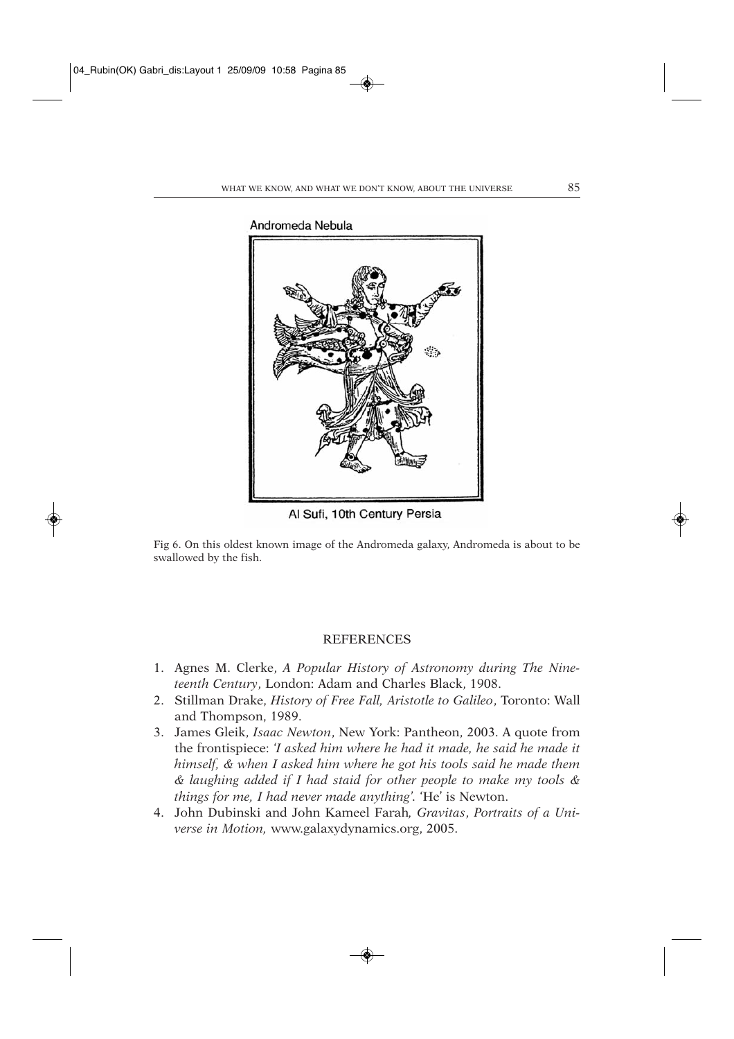Andromeda Nebula

Al Sufi, 10th Century Persia

Fig 6. On this oldest known image of the Andromeda galaxy, Andromeda is about to be swallowed by the fish.

## REFERENCES

1. Agnes M. Clerke, *A Popular History of Astronomy during The Nineteenth Century*, London: Adam and Charles Black, 1908.
2. Stillman Drake, *History of Free Fall, Aristotle to Galileo*, Toronto: Wall and Thompson, 1989.
3. James Gleik, *Isaac Newton*, New York: Pantheon, 2003. A quote from the frontispiece: *'I asked him where he had it made, he said he made it himself, & when I asked him where he got his tools said he made them & laughing added if I had staid for other people to make my tools & things for me, I had never made anything'*. 'He' is Newton.
4. John Dubinski and John Kameel Farah, *Gravitas, Portraits of a Universe in Motion,* www.galaxydynamics.org, 2005.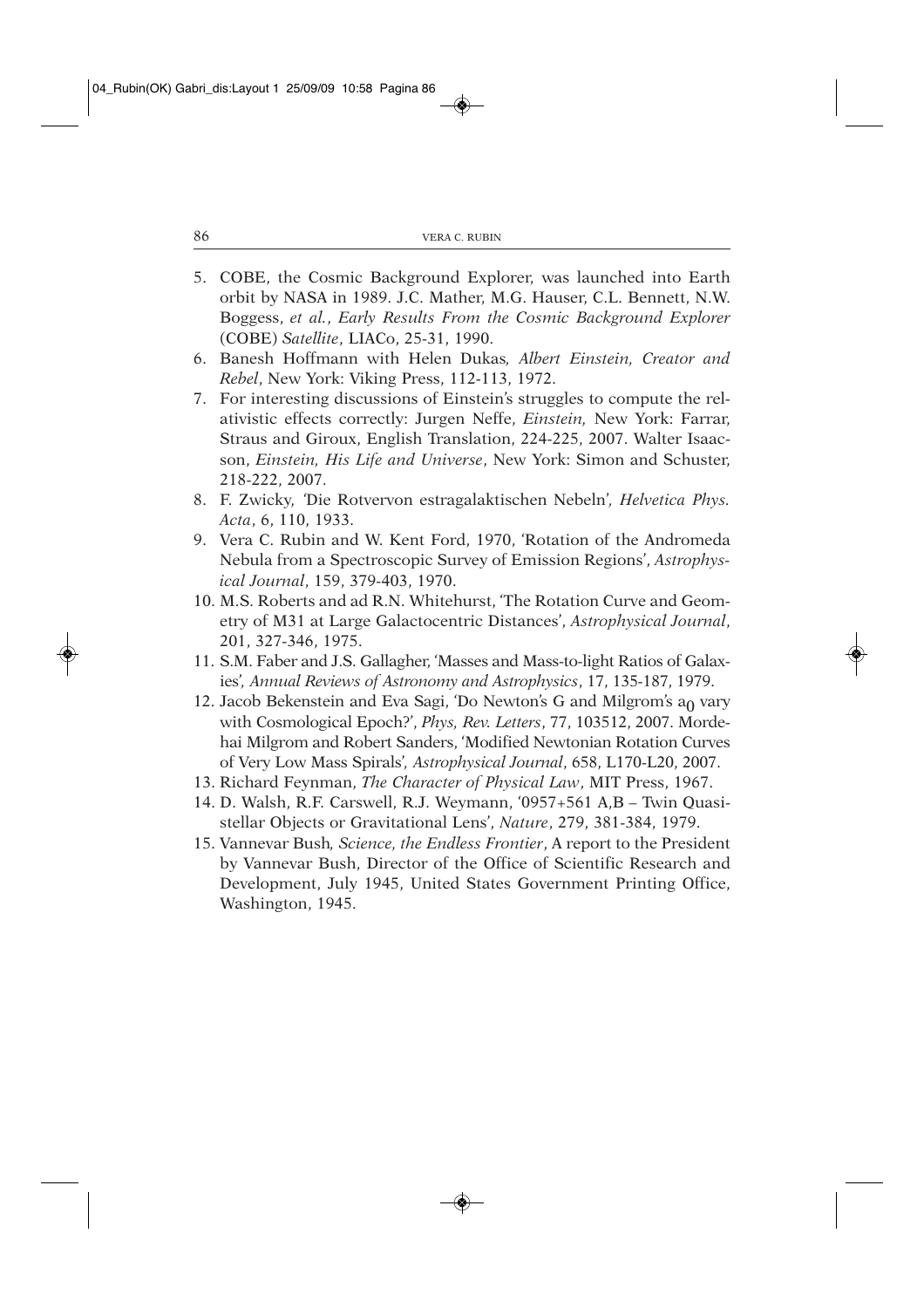5. COBE, the Cosmic Background Explorer, was launched into Earth orbit by NASA in 1989. J.C. Mather, M.G. Hauser, C.L. Bennett, N.W. Boggess, *et al.*, *Early Results From the Cosmic Background Explorer* (COBE) *Satellite*, LIACo, 25-31, 1990.
6. Banesh Hoffmann with Helen Dukas*, Albert Einstein, Creator and Rebel*, New York: Viking Press, 112-113, 1972.
7. For interesting discussions of Einstein's struggles to compute the relativistic effects correctly: Jurgen Neffe, *Einstein,* New York: Farrar, Straus and Giroux, English Translation, 224-225, 2007. Walter Isaacson, *Einstein, His Life and Universe*, New York: Simon and Schuster, 218-222, 2007.
8. F. Zwicky, 'Die Rotvervon estragalaktischen Nebeln', *Helvetica Phys. Acta*, 6, 110, 1933.
9. Vera C. Rubin and W. Kent Ford, 1970, 'Rotation of the Andromeda Nebula from a Spectroscopic Survey of Emission Regions', *Astrophysical Journal*, 159, 379-403, 1970.
10. M.S. Roberts and ad R.N. Whitehurst, 'The Rotation Curve and Geometry of M31 at Large Galactocentric Distances', *Astrophysical Journal*, 201, 327-346, 1975.
11. S.M. Faber and J.S. Gallagher, 'Masses and Mass-to-light Ratios of Galaxies', *Annual Reviews of Astronomy and Astrophysics*, 17, 135-187, 1979.
12. Jacob Bekenstein and Eva Sagi, 'Do Newton's G and Milgrom's $a_0$ vary with Cosmological Epoch?', *Phys, Rev. Letters*, 77, 103512, 2007. Mordehai Milgrom and Robert Sanders, 'Modified Newtonian Rotation Curves of Very Low Mass Spirals', *Astrophysical Journal*, 658, L170-L20, 2007.
13. Richard Feynman, *The Character of Physical Law*, MIT Press, 1967.
14. D. Walsh, R.F. Carswell, R.J. Weymann, '0957+561 A,B – Twin Quasistellar Objects or Gravitational Lens', *Nature*, 279, 381-384, 1979.
15. Vannevar Bush*, Science, the Endless Frontier*, A report to the President by Vannevar Bush, Director of the Office of Scientific Research and Development, July 1945, United States Government Printing Office, Washington, 1945.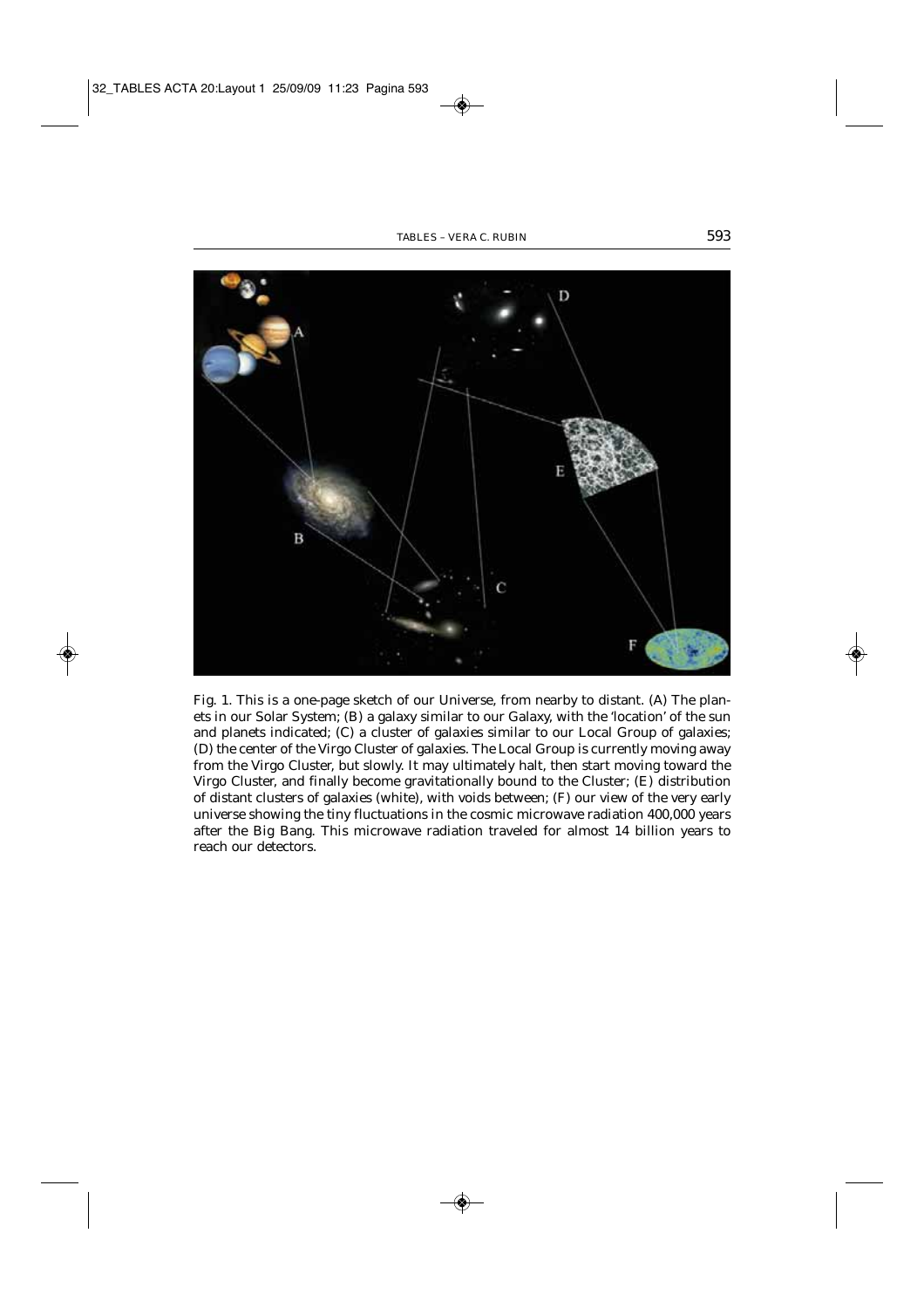Fig. 1. This is a one-page sketch of our Universe, from nearby to distant. (A) The planets in our Solar System; (B) a galaxy similar to our Galaxy, with the 'location' of the sun and planets indicated; (C) a cluster of galaxies similar to our Local Group of galaxies; (D) the center of the Virgo Cluster of galaxies. The Local Group is currently moving away from the Virgo Cluster, but slowly. It may ultimately halt, then start moving toward the Virgo Cluster, and finally become gravitationally bound to the Cluster; (E) distribution of distant clusters of galaxies (white), with voids between; (F) our view of the very early universe showing the tiny fluctuations in the cosmic microwave radiation 400,000 years after the Big Bang. This microwave radiation traveled for almost 14 billion years to reach our detectors.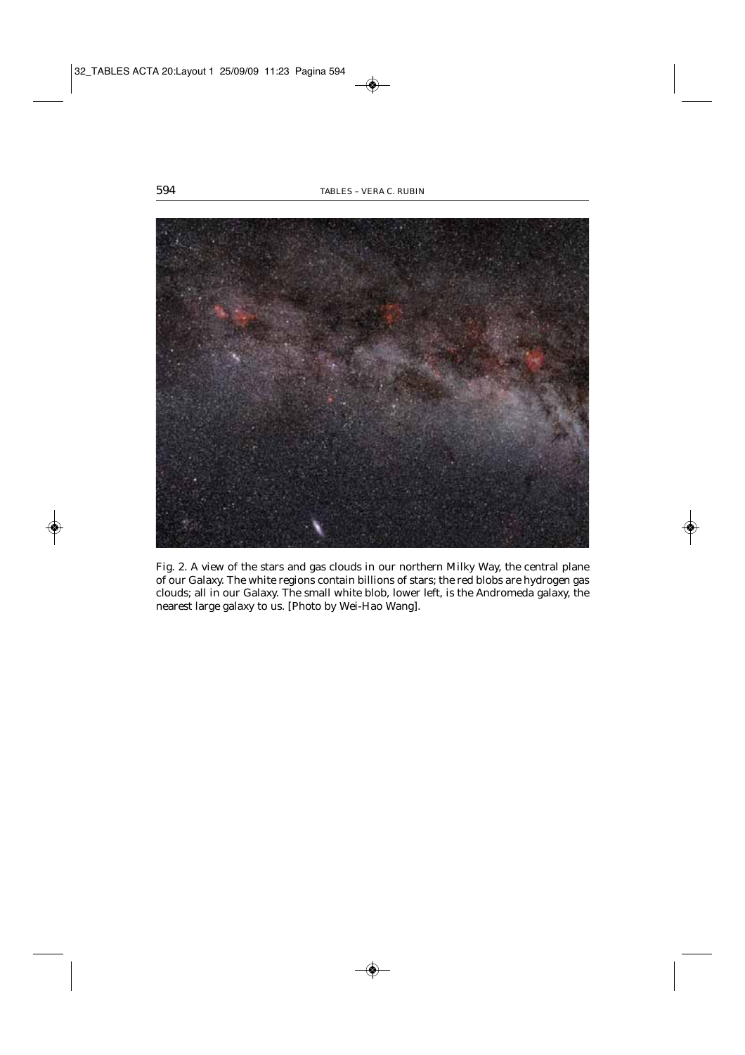Fig. 2. A view of the stars and gas clouds in our northern Milky Way, the central plane of our Galaxy. The white regions contain billions of stars; the red blobs are hydrogen gas clouds; all in our Galaxy. The small white blob, lower left, is the Andromeda galaxy, the nearest large galaxy to us. [Photo by Wei-Hao Wang].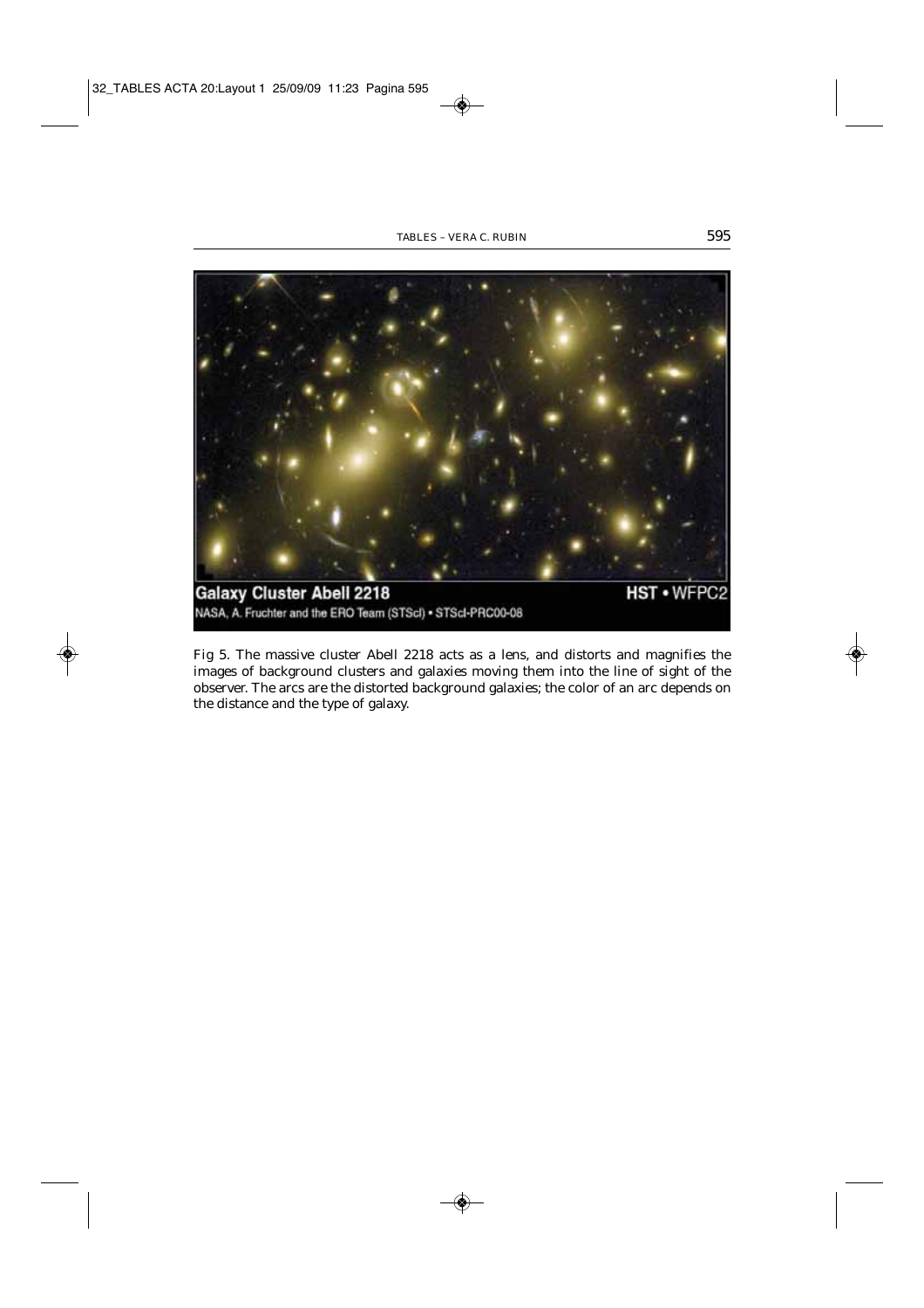Fig 5. The massive cluster Abell 2218 acts as a lens, and distorts and magnifies the images of background clusters and galaxies moving them into the line of sight of the observer. The arcs are the distorted background galaxies; the color of an arc depends on the distance and the type of galaxy.